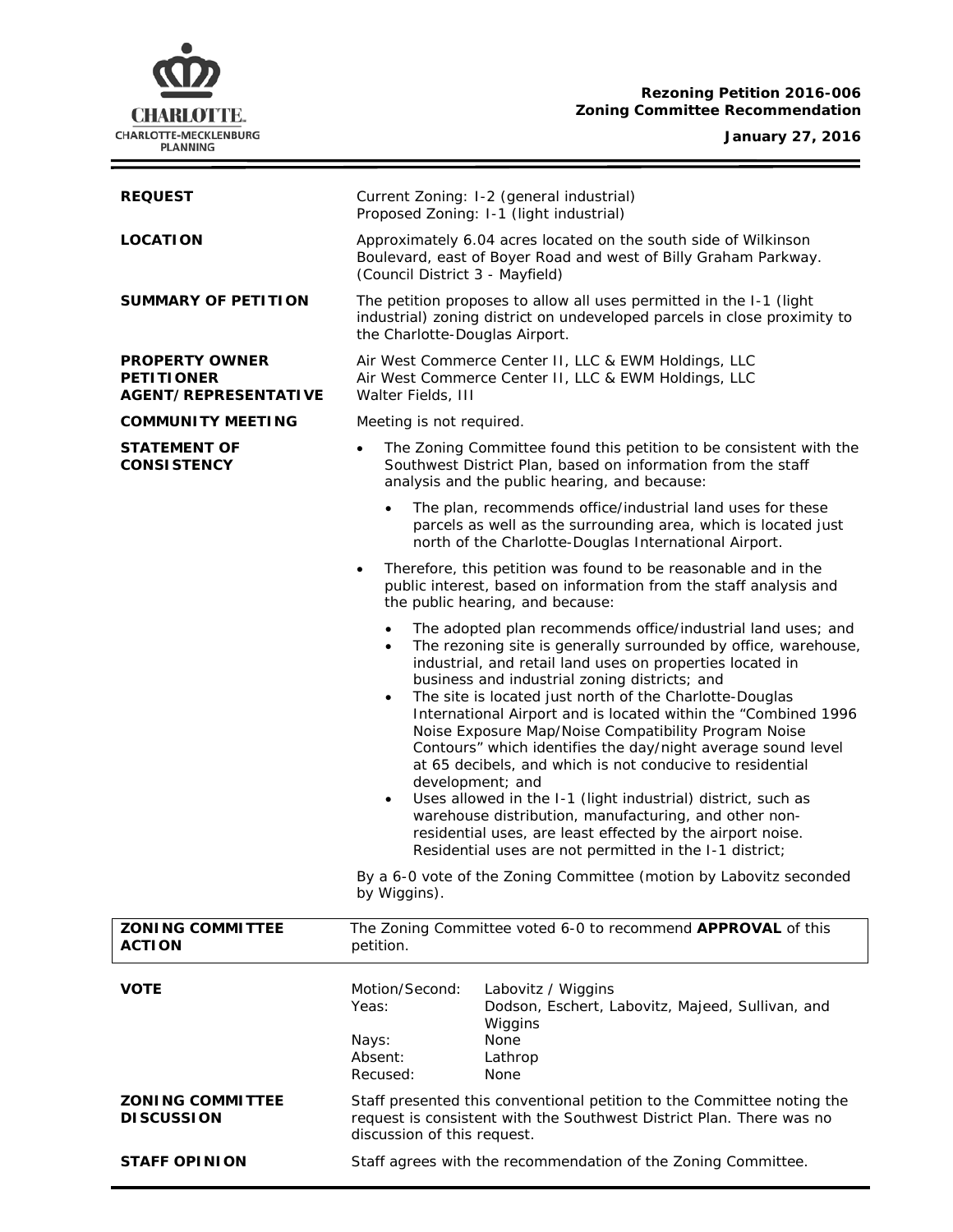**Rezoning Petition 2016-006**
**Zoning Committee Recommendation**

**January 27, 2016**

| | |
|---|---|
| **REQUEST** | Current Zoning: I-2 (general industrial)<br>Proposed Zoning: I-1 (light industrial) |
| **LOCATION** | Approximately 6.04 acres located on the south side of Wilkinson Boulevard, east of Boyer Road and west of Billy Graham Parkway. (Council District 3 - Mayfield) |
| **SUMMARY OF PETITION** | The petition proposes to allow all uses permitted in the I-1 (light industrial) zoning district on undeveloped parcels in close proximity to the Charlotte-Douglas Airport. |
| **PROPERTY OWNER** | Air West Commerce Center II, LLC & EWM Holdings, LLC |
| **PETITIONER** | Air West Commerce Center II, LLC & EWM Holdings, LLC |
| **AGENT/REPRESENTATIVE** | Walter Fields, III |
| **COMMUNITY MEETING** | Meeting is not required. |

**STATEMENT OF CONSISTENCY**

- The Zoning Committee found this petition to be consistent with the Southwest District Plan, based on information from the staff analysis and the public hearing, and because:
  - The plan, recommends office/industrial land uses for these parcels as well as the surrounding area, which is located just north of the Charlotte-Douglas International Airport.
- Therefore, this petition was found to be reasonable and in the public interest, based on information from the staff analysis and the public hearing, and because:
  - The adopted plan recommends office/industrial land uses; and
  - The rezoning site is generally surrounded by office, warehouse, industrial, and retail land uses on properties located in business and industrial zoning districts; and
  - The site is located just north of the Charlotte-Douglas International Airport and is located within the "Combined 1996 Noise Exposure Map/Noise Compatibility Program Noise Contours" which identifies the day/night average sound level at 65 decibels, and which is not conducive to residential development; and
  - Uses allowed in the I-1 (light industrial) district, such as warehouse distribution, manufacturing, and other non-residential uses, are least effected by the airport noise. Residential uses are not permitted in the I-1 district;

By a 6-0 vote of the Zoning Committee (motion by Labovitz seconded by Wiggins).

| | |
|---|---|
| **ZONING COMMITTEE ACTION** | The Zoning Committee voted 6-0 to recommend **APPROVAL** of this petition. |

**VOTE**

| | |
|---|---|
| Motion/Second: | Labovitz / Wiggins |
| Yeas: | Dodson, Eschert, Labovitz, Majeed, Sullivan, and Wiggins |
| Nays: | None |
| Absent: | Lathrop |
| Recused: | None |

| | |
|---|---|
| **ZONING COMMITTEE DISCUSSION** | Staff presented this conventional petition to the Committee noting the request is consistent with the Southwest District Plan. There was no discussion of this request. |
| **STAFF OPINION** | Staff agrees with the recommendation of the Zoning Committee. |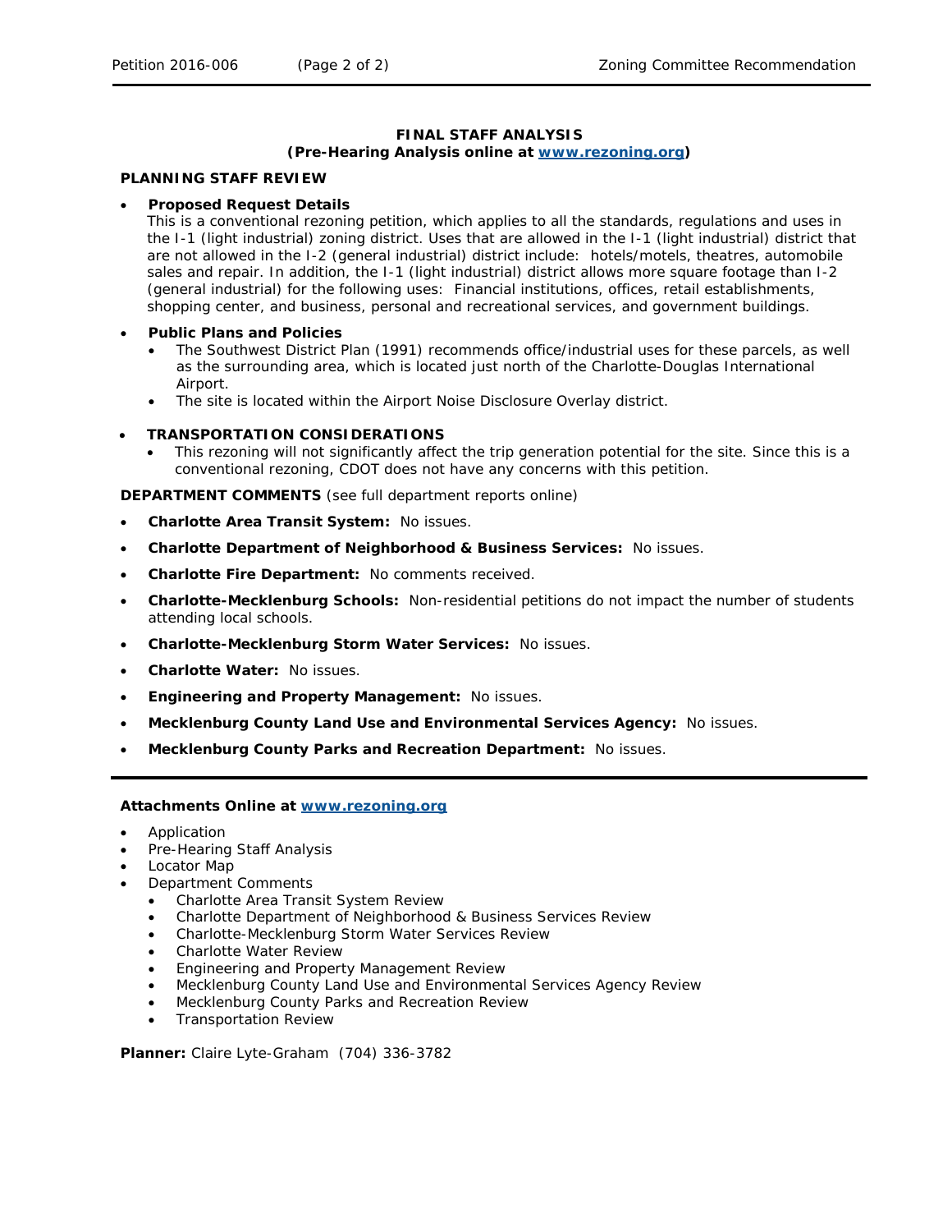**FINAL STAFF ANALYSIS**
**(Pre-Hearing Analysis online at www.rezoning.org)**

**PLANNING STAFF REVIEW**

- **Proposed Request Details**
  This is a conventional rezoning petition, which applies to all the standards, regulations and uses in the I-1 (light industrial) zoning district. Uses that are allowed in the I-1 (light industrial) district that are not allowed in the I-2 (general industrial) district include: hotels/motels, theatres, automobile sales and repair. In addition, the I-1 (light industrial) district allows more square footage than I-2 (general industrial) for the following uses: Financial institutions, offices, retail establishments, shopping center, and business, personal and recreational services, and government buildings.

- **Public Plans and Policies**
  - The Southwest District Plan (1991) recommends office/industrial uses for these parcels, as well as the surrounding area, which is located just north of the Charlotte-Douglas International Airport.
  - The site is located within the Airport Noise Disclosure Overlay district.

- **TRANSPORTATION CONSIDERATIONS**
  - This rezoning will not significantly affect the trip generation potential for the site. Since this is a conventional rezoning, CDOT does not have any concerns with this petition.

**DEPARTMENT COMMENTS** (see full department reports online)

- **Charlotte Area Transit System:** No issues.
- **Charlotte Department of Neighborhood & Business Services:** No issues.
- **Charlotte Fire Department:** No comments received.
- **Charlotte-Mecklenburg Schools:** Non-residential petitions do not impact the number of students attending local schools.
- **Charlotte-Mecklenburg Storm Water Services:** No issues.
- **Charlotte Water:** No issues.
- **Engineering and Property Management:** No issues.
- **Mecklenburg County Land Use and Environmental Services Agency:** No issues.
- **Mecklenburg County Parks and Recreation Department:** No issues.

---

**Attachments Online at www.rezoning.org**

- Application
- Pre-Hearing Staff Analysis
- Locator Map
- Department Comments
  - Charlotte Area Transit System Review
  - Charlotte Department of Neighborhood & Business Services Review
  - Charlotte-Mecklenburg Storm Water Services Review
  - Charlotte Water Review
  - Engineering and Property Management Review
  - Mecklenburg County Land Use and Environmental Services Agency Review
  - Mecklenburg County Parks and Recreation Review
  - Transportation Review

**Planner:** Claire Lyte-Graham (704) 336-3782